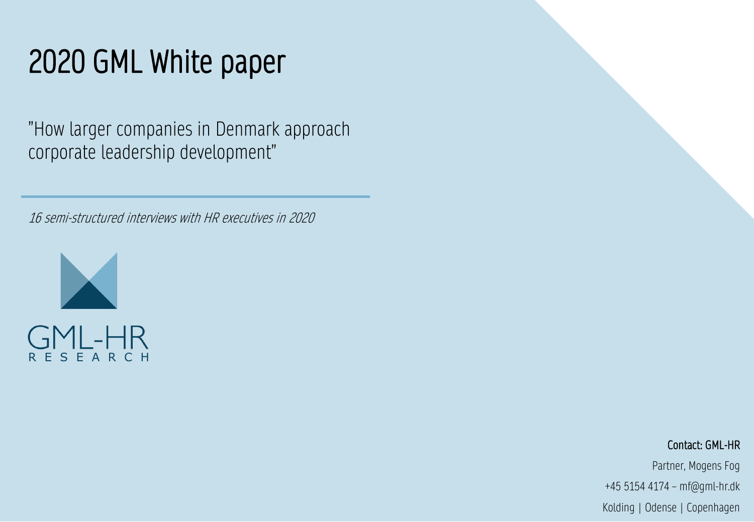# 2020 GML White paper

"How larger companies in Denmark approach corporate leadership development"

*16 semi-structured interviews with HR executives in 2020*

GML-HR
RESEARCH

**Contact: GML-HR**

Partner, Mogens Fog

+45 5154 4174 – mf@gml-hr.dk

Kolding | Odense | Copenhagen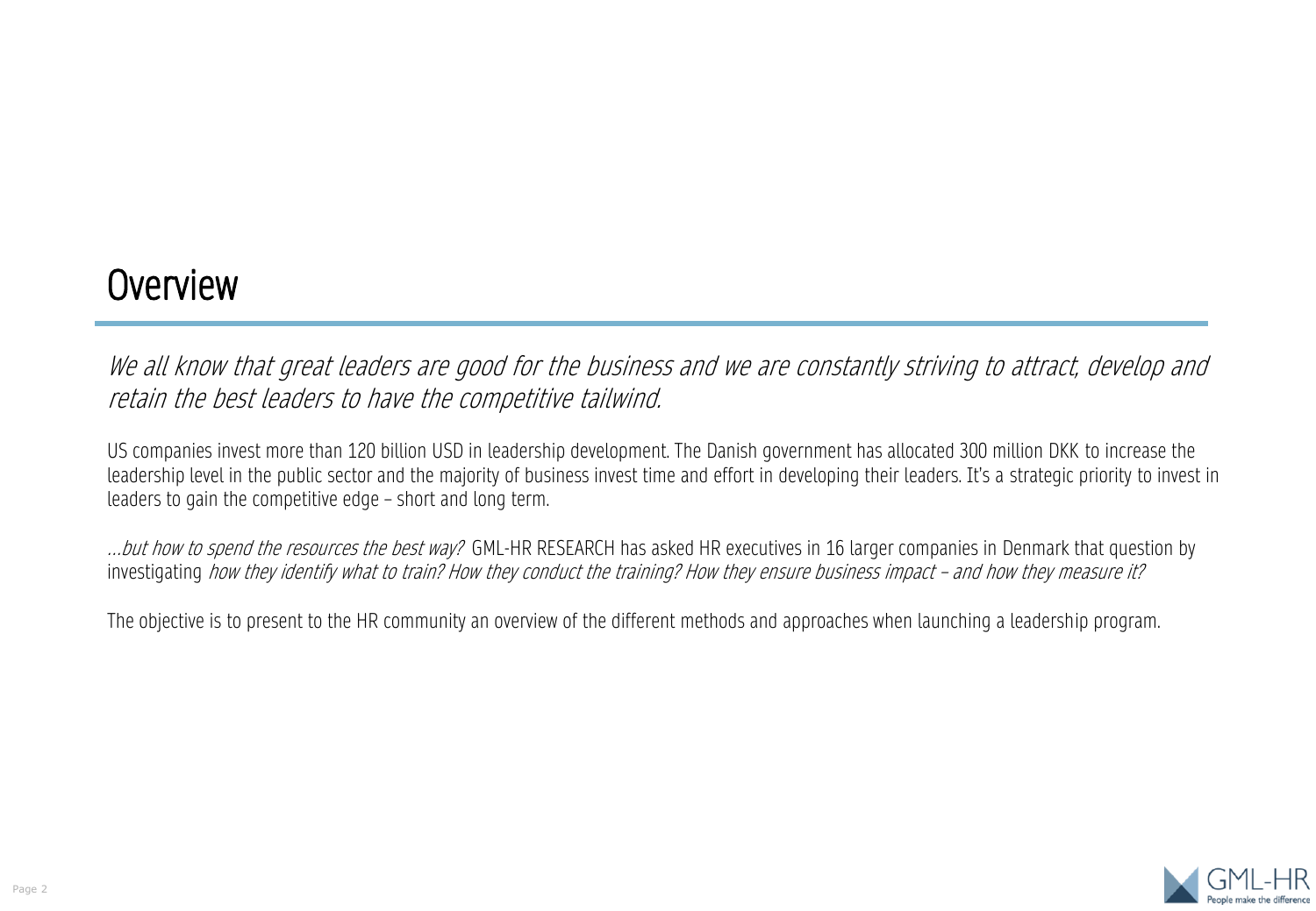# Overview

*We all know that great leaders are good for the business and we are constantly striving to attract, develop and retain the best leaders to have the competitive tailwind.*

US companies invest more than 120 billion USD in leadership development. The Danish government has allocated 300 million DKK to increase the leadership level in the public sector and the majority of business invest time and effort in developing their leaders. It's a strategic priority to invest in leaders to gain the competitive edge – short and long term.

*…but how to spend the resources the best way?* GML-HR RESEARCH has asked HR executives in 16 larger companies in Denmark that question by investigating *how they identify what to train? How they conduct the training? How they ensure business impact – and how they measure it?*

The objective is to present to the HR community an overview of the different methods and approaches when launching a leadership program.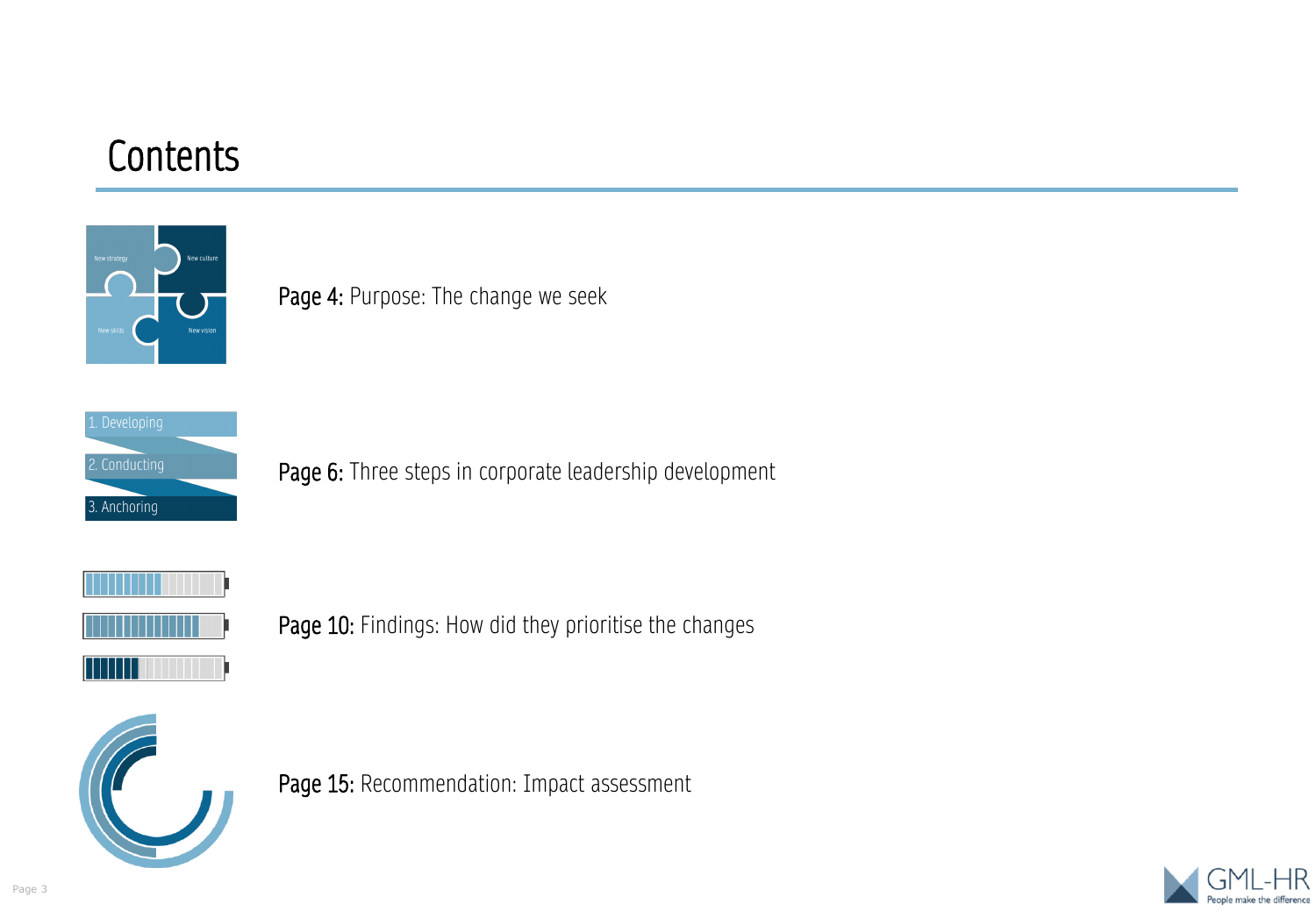# Contents

New strategy New culture New skills New vision

**Page 4:** Purpose: The change we seek

1. Developing
2. Conducting
3. Anchoring

**Page 6:** Three steps in corporate leadership development

**Page 10:** Findings: How did they prioritise the changes

**Page 15:** Recommendation: Impact assessment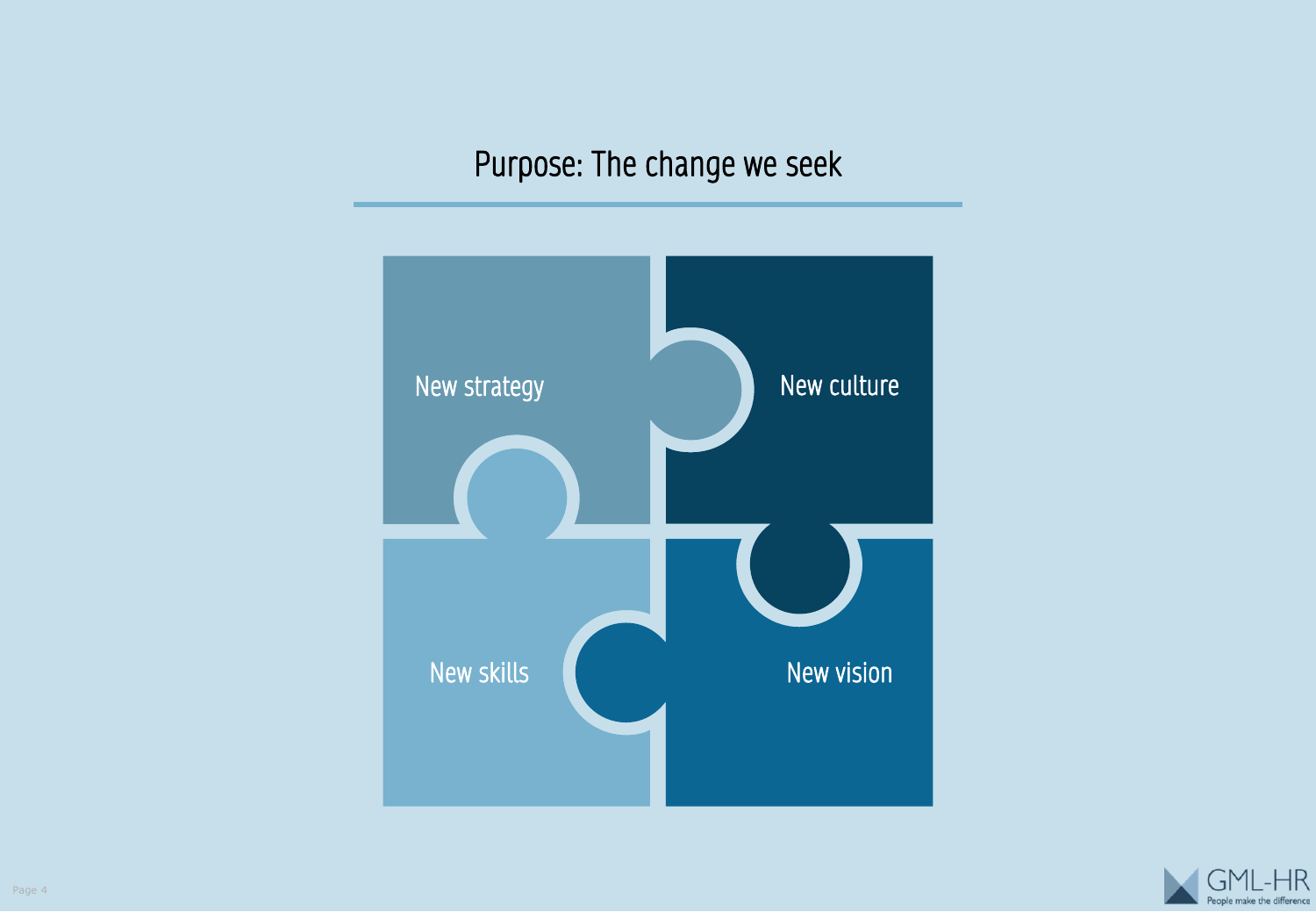# Purpose: The change we seek

New strategy

New culture

New skills

New vision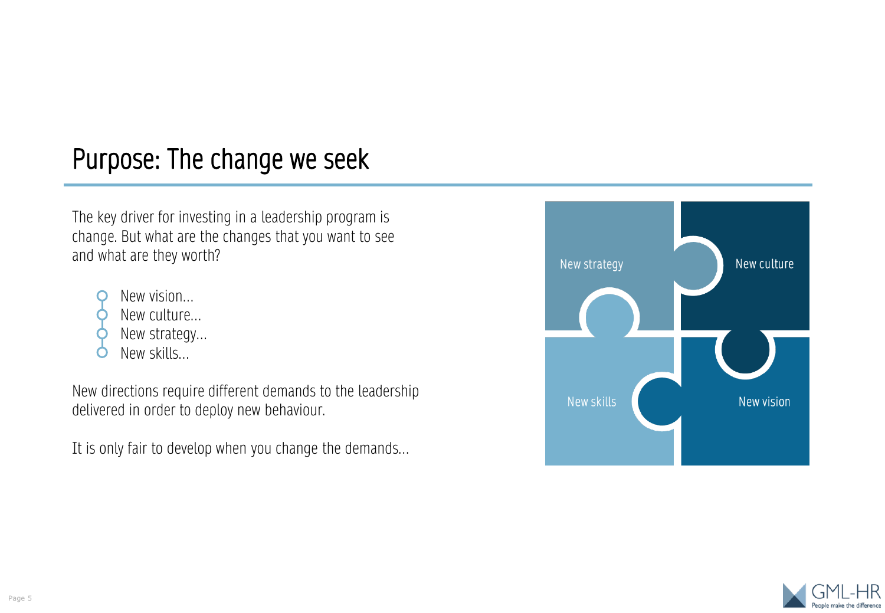# Purpose: The change we seek

The key driver for investing in a leadership program is change. But what are the changes that you want to see and what are they worth?

- New vision...
- New culture...
- New strategy...
- New skills...

New directions require different demands to the leadership delivered in order to deploy new behaviour.

It is only fair to develop when you change the demands...

New strategy

New culture

New skills

New vision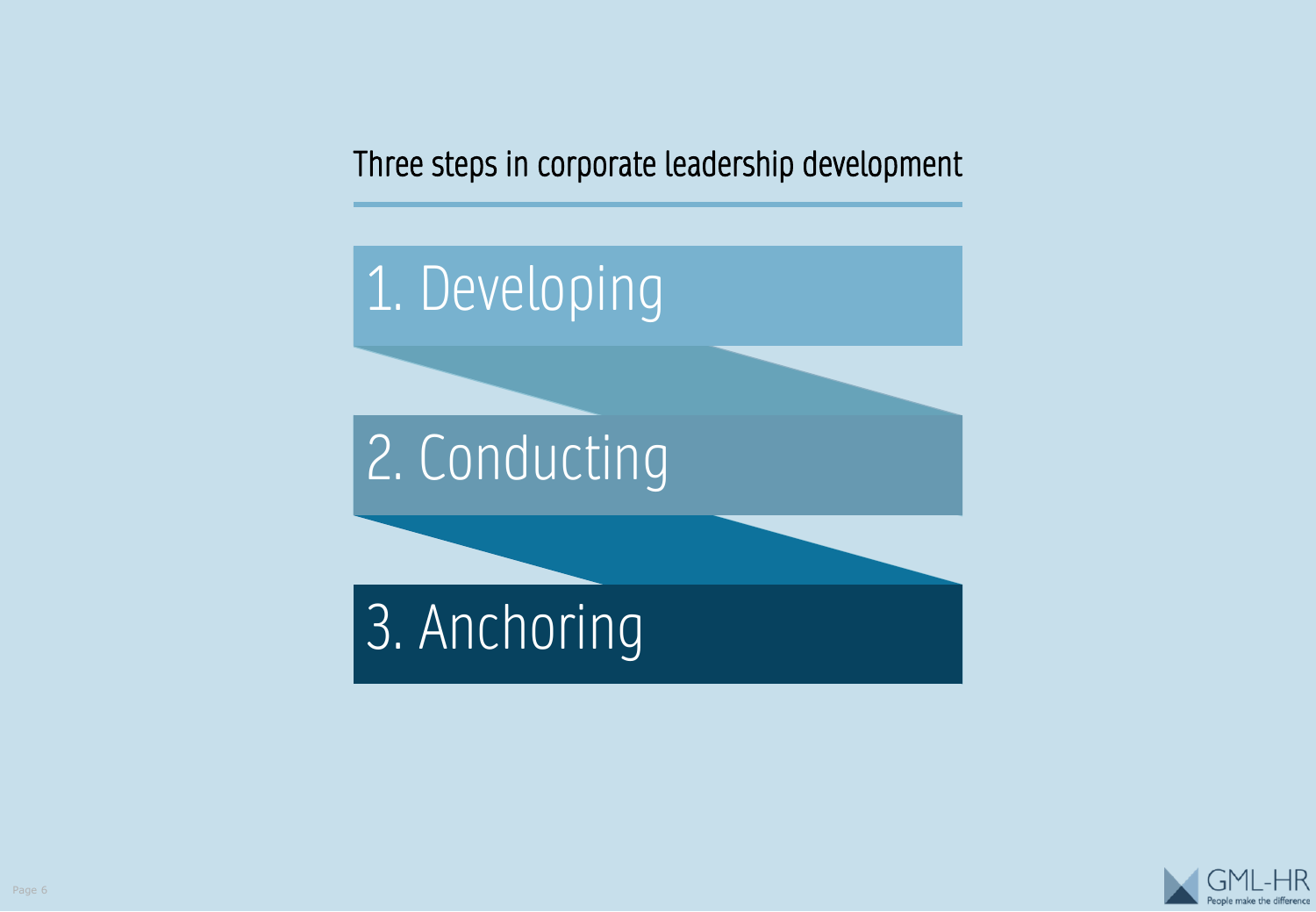## Three steps in corporate leadership development

1. Developing
2. Conducting
3. Anchoring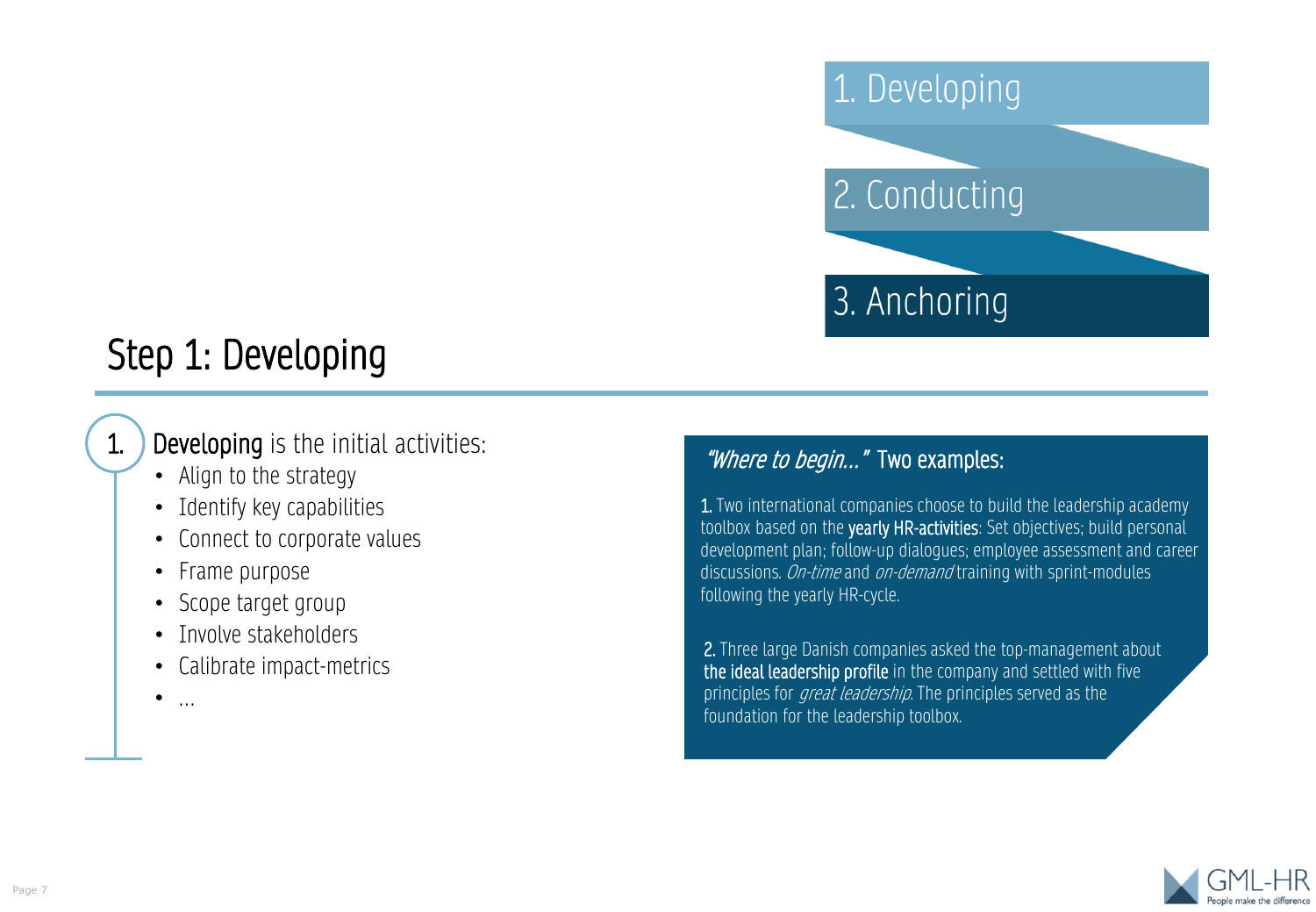1. Developing

2. Conducting

3. Anchoring

# Step 1: Developing

1. **Developing** is the initial activities:
   - Align to the strategy
   - Identify key capabilities
   - Connect to corporate values
   - Frame purpose
   - Scope target group
   - Involve stakeholders
   - Calibrate impact-metrics
   - ...

### *"Where to begin..."* Two examples:

**1.** Two international companies choose to build the leadership academy toolbox based on the **yearly HR-activities**: Set objectives; build personal development plan; follow-up dialogues; employee assessment and career discussions. *On-time* and *on-demand* training with sprint-modules following the yearly HR-cycle.

**2.** Three large Danish companies asked the top-management about **the ideal leadership profile** in the company and settled with five principles for *great leadership*. The principles served as the foundation for the leadership toolbox.

GML-HR
People make the difference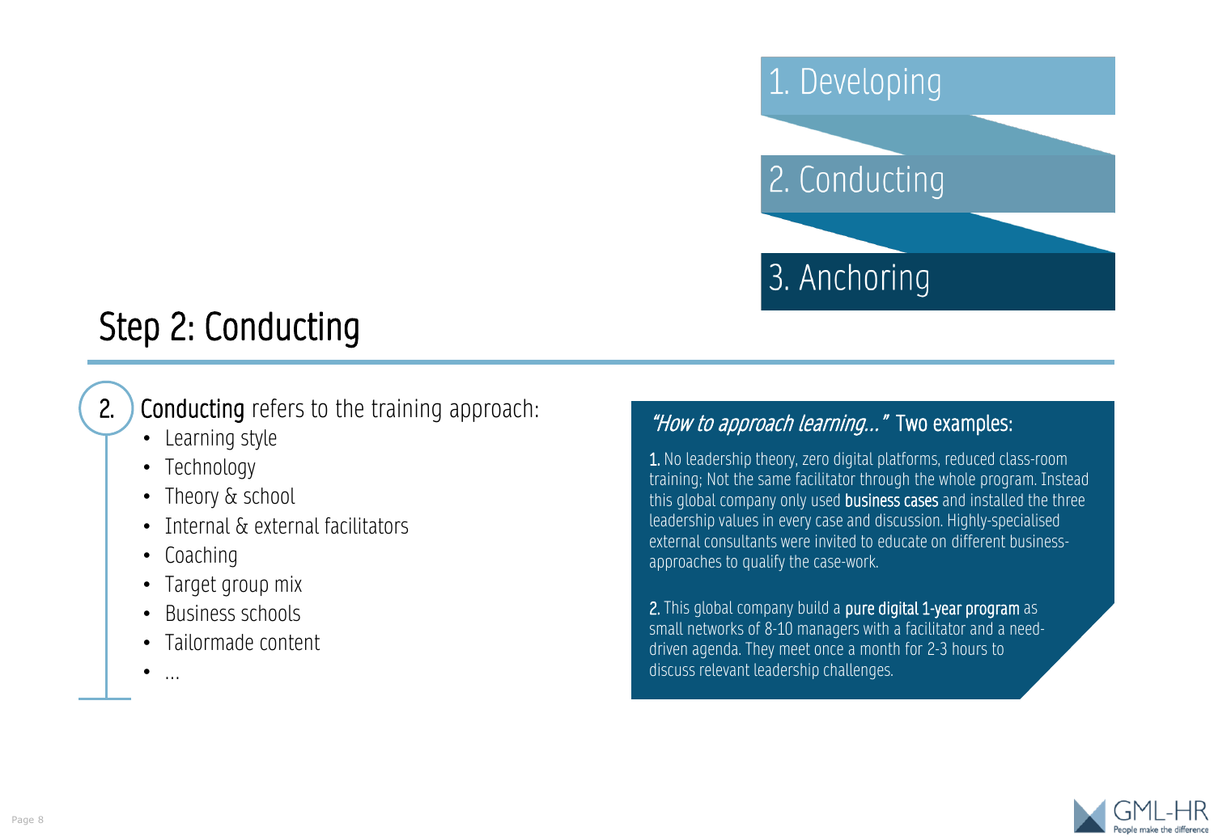1. Developing

2. Conducting

3. Anchoring

# Step 2: Conducting

2. **Conducting** refers to the training approach:
   - Learning style
   - Technology
   - Theory & school
   - Internal & external facilitators
   - Coaching
   - Target group mix
   - Business schools
   - Tailormade content
   - …

### *"How to approach learning…"* Two examples:

**1.** No leadership theory, zero digital platforms, reduced class-room training; Not the same facilitator through the whole program. Instead this global company only used **business cases** and installed the three leadership values in every case and discussion. Highly-specialised external consultants were invited to educate on different business-approaches to qualify the case-work.

**2.** This global company build a **pure digital 1-year program** as small networks of 8-10 managers with a facilitator and a need-driven agenda. They meet once a month for 2-3 hours to discuss relevant leadership challenges.

GML-HR
People make the difference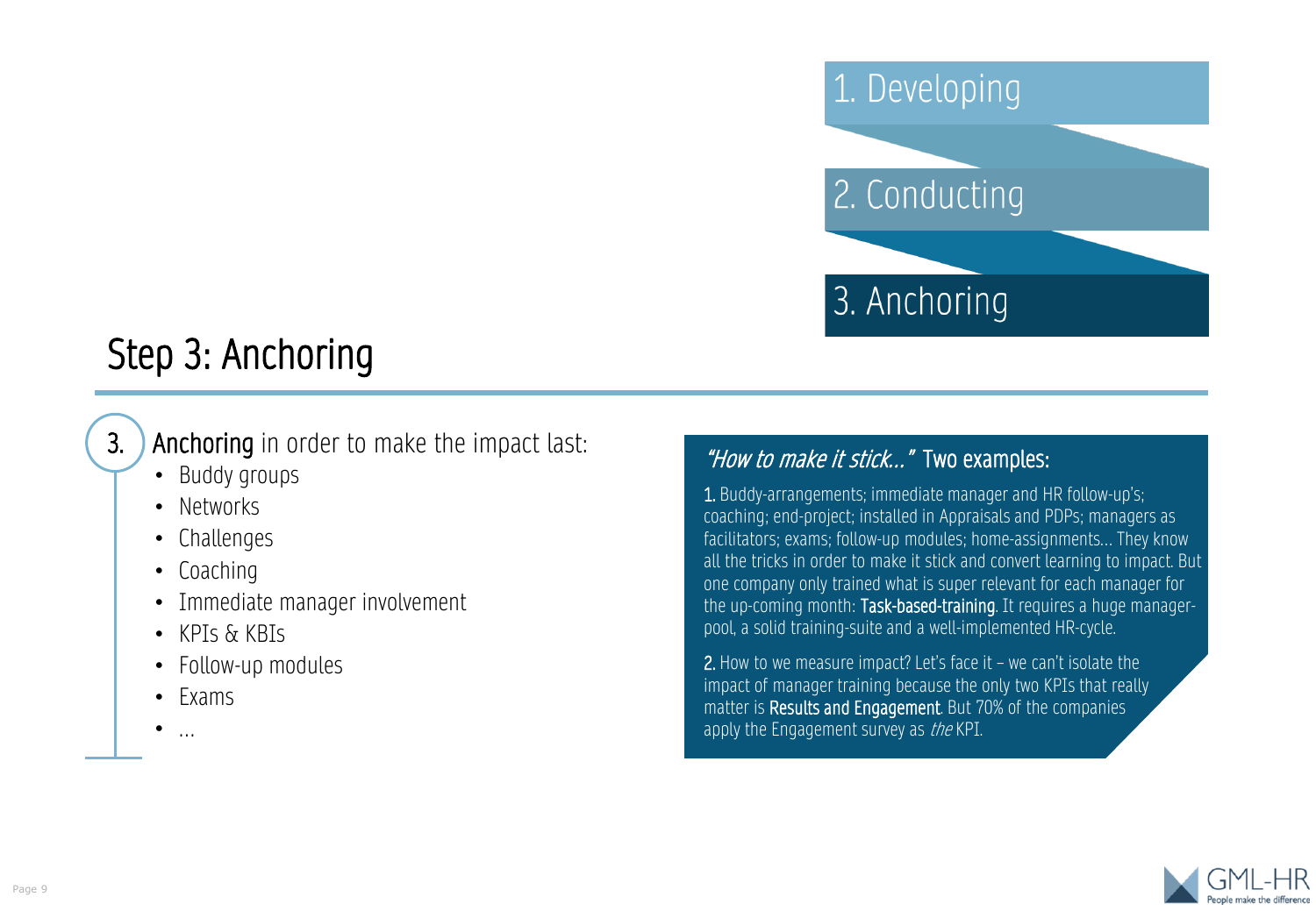1. Developing

2. Conducting

3. Anchoring

# Step 3: Anchoring

3. **Anchoring** in order to make the impact last:
   - Buddy groups
   - Networks
   - Challenges
   - Coaching
   - Immediate manager involvement
   - KPIs & KBIs
   - Follow-up modules
   - Exams
   - …

### *"How to make it stick…"* Two examples:

**1.** Buddy-arrangements; immediate manager and HR follow-up's; coaching; end-project; installed in Appraisals and PDPs; managers as facilitators; exams; follow-up modules; home-assignments… They know all the tricks in order to make it stick and convert learning to impact. But one company only trained what is super relevant for each manager for the up-coming month: **Task-based-training**. It requires a huge manager-pool, a solid training-suite and a well-implemented HR-cycle.

**2.** How to we measure impact? Let's face it – we can't isolate the impact of manager training because the only two KPIs that really matter is **Results and Engagement**. But 70% of the companies apply the Engagement survey as *the* KPI.

GML-HR
People make the difference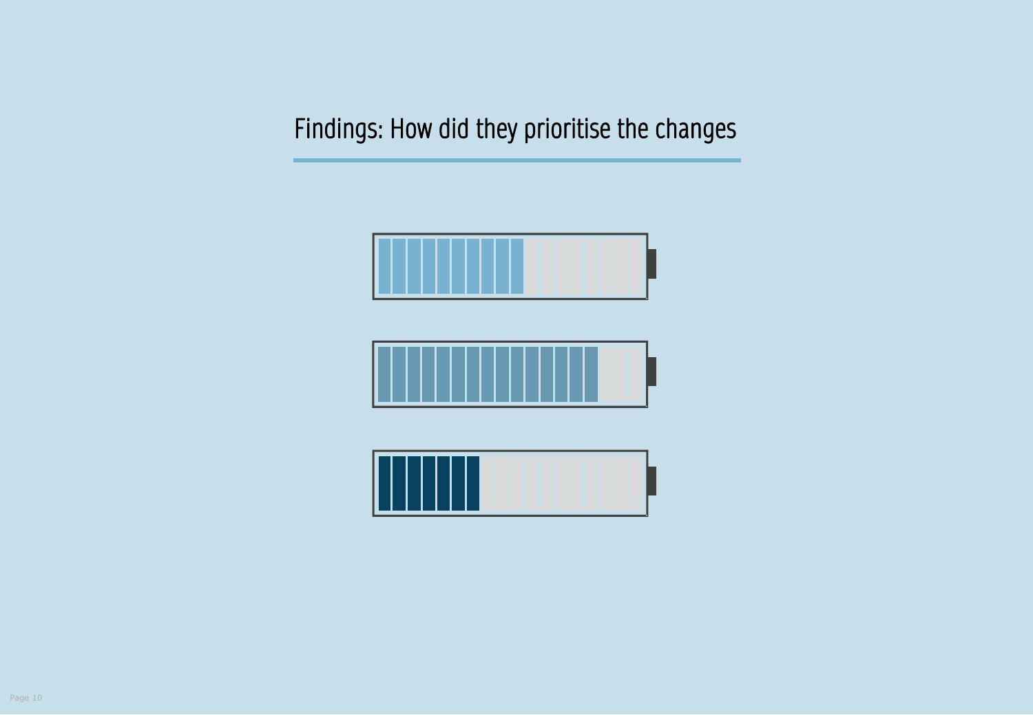# Findings: How did they prioritise the changes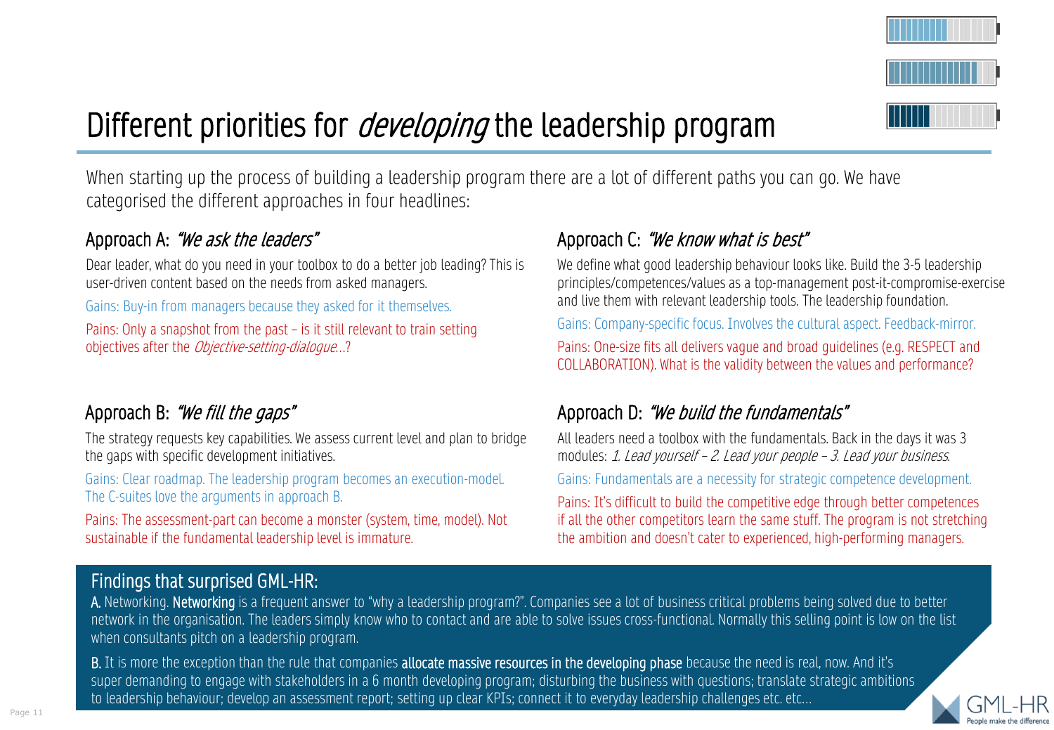# Different priorities for *developing* the leadership program

When starting up the process of building a leadership program there are a lot of different paths you can go. We have categorised the different approaches in four headlines:

### Approach A: *"We ask the leaders"*

Dear leader, what do you need in your toolbox to do a better job leading? This is user-driven content based on the needs from asked managers.

Gains: Buy-in from managers because they asked for it themselves.

Pains: Only a snapshot from the past – is it still relevant to train setting objectives after the *Objective-setting-dialogue*…?

### Approach B: *"We fill the gaps"*

The strategy requests key capabilities. We assess current level and plan to bridge the gaps with specific development initiatives.

Gains: Clear roadmap. The leadership program becomes an execution-model. The C-suites love the arguments in approach B.

Pains: The assessment-part can become a monster (system, time, model). Not sustainable if the fundamental leadership level is immature.

### Approach C: *"We know what is best"*

We define what good leadership behaviour looks like. Build the 3-5 leadership principles/competences/values as a top-management post-it-compromise-exercise and live them with relevant leadership tools. The leadership foundation.

Gains: Company-specific focus. Involves the cultural aspect. Feedback-mirror.

Pains: One-size fits all delivers vague and broad guidelines (e.g. RESPECT and COLLABORATION). What is the validity between the values and performance?

### Approach D: *"We build the fundamentals"*

All leaders need a toolbox with the fundamentals. Back in the days it was 3 modules: *1. Lead yourself – 2. Lead your people – 3. Lead your business.*

Gains: Fundamentals are a necessity for strategic competence development.

Pains: It's difficult to build the competitive edge through better competences if all the other competitors learn the same stuff. The program is not stretching the ambition and doesn't cater to experienced, high-performing managers.

## Findings that surprised GML-HR:

**A.** Networking. **Networking** is a frequent answer to "why a leadership program?". Companies see a lot of business critical problems being solved due to better network in the organisation. The leaders simply know who to contact and are able to solve issues cross-functional. Normally this selling point is low on the list when consultants pitch on a leadership program.

**B.** It is more the exception than the rule that companies **allocate massive resources in the developing phase** because the need is real, now. And it's super demanding to engage with stakeholders in a 6 month developing program; disturbing the business with questions; translate strategic ambitions to leadership behaviour; develop an assessment report; setting up clear KPIs; connect it to everyday leadership challenges etc. etc…

GML-HR
People make the difference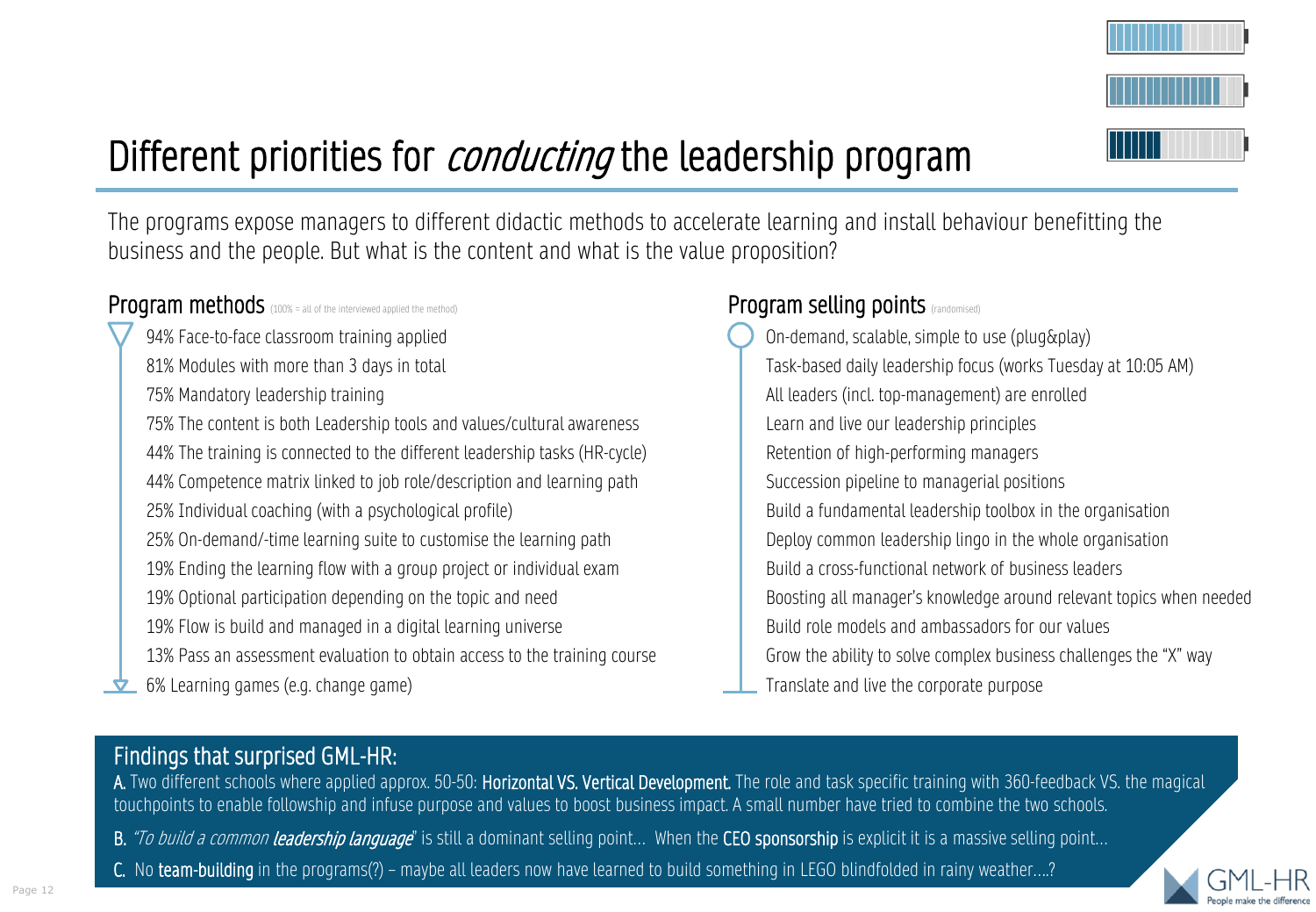# Different priorities for *conducting* the leadership program

The programs expose managers to different didactic methods to accelerate learning and install behaviour benefitting the business and the people. But what is the content and what is the value proposition?

## Program methods (100% = all of the interviewed applied the method)

- 94% Face-to-face classroom training applied
- 81% Modules with more than 3 days in total
- 75% Mandatory leadership training
- 75% The content is both Leadership tools and values/cultural awareness
- 44% The training is connected to the different leadership tasks (HR-cycle)
- 44% Competence matrix linked to job role/description and learning path
- 25% Individual coaching (with a psychological profile)
- 25% On-demand/-time learning suite to customise the learning path
- 19% Ending the learning flow with a group project or individual exam
- 19% Optional participation depending on the topic and need
- 19% Flow is build and managed in a digital learning universe
- 13% Pass an assessment evaluation to obtain access to the training course
- 6% Learning games (e.g. change game)

## Program selling points (randomised)

- On-demand, scalable, simple to use (plug&play)
- Task-based daily leadership focus (works Tuesday at 10:05 AM)
- All leaders (incl. top-management) are enrolled
- Learn and live our leadership principles
- Retention of high-performing managers
- Succession pipeline to managerial positions
- Build a fundamental leadership toolbox in the organisation
- Deploy common leadership lingo in the whole organisation
- Build a cross-functional network of business leaders
- Boosting all manager's knowledge around relevant topics when needed
- Build role models and ambassadors for our values
- Grow the ability to solve complex business challenges the "X" way
- Translate and live the corporate purpose

## Findings that surprised GML-HR:

**A.** Two different schools where applied approx. 50-50: **Horizontal VS. Vertical Development.** The role and task specific training with 360-feedback VS. the magical touchpoints to enable followship and infuse purpose and values to boost business impact. A small number have tried to combine the two schools.

**B.** *"To build a common* ***leadership language****"* is still a dominant selling point… When the **CEO sponsorship** is explicit it is a massive selling point…

**C.** No **team-building** in the programs(?) – maybe all leaders now have learned to build something in LEGO blindfolded in rainy weather….?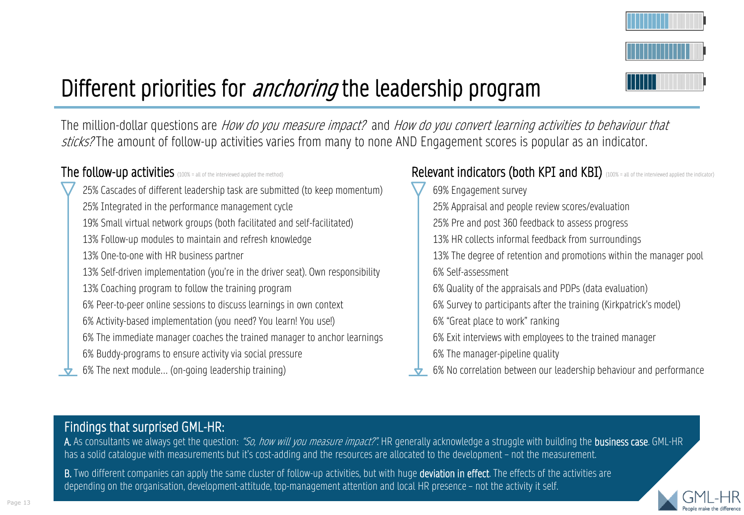# Different priorities for *anchoring* the leadership program

The million-dollar questions are *How do you measure impact?* and *How do you convert learning activities to behaviour that sticks?* The amount of follow-up activities varies from many to none AND Engagement scores is popular as an indicator.

## The follow-up activities (100% = all of the interviewed applied the method)

- 25% Cascades of different leadership task are submitted (to keep momentum)
- 25% Integrated in the performance management cycle
- 19% Small virtual network groups (both facilitated and self-facilitated)
- 13% Follow-up modules to maintain and refresh knowledge
- 13% One-to-one with HR business partner
- 13% Self-driven implementation (you're in the driver seat). Own responsibility
- 13% Coaching program to follow the training program
- 6% Peer-to-peer online sessions to discuss learnings in own context
- 6% Activity-based implementation (you need? You learn! You use!)
- 6% The immediate manager coaches the trained manager to anchor learnings
- 6% Buddy-programs to ensure activity via social pressure
- 6% The next module… (on-going leadership training)

## Relevant indicators (both KPI and KBI) (100% = all of the interviewed applied the indicator)

- 69% Engagement survey
- 25% Appraisal and people review scores/evaluation
- 25% Pre and post 360 feedback to assess progress
- 13% HR collects informal feedback from surroundings
- 13% The degree of retention and promotions within the manager pool
- 6% Self-assessment
- 6% Quality of the appraisals and PDPs (data evaluation)
- 6% Survey to participants after the training (Kirkpatrick's model)
- 6% "Great place to work" ranking
- 6% Exit interviews with employees to the trained manager
- 6% The manager-pipeline quality
- 6% No correlation between our leadership behaviour and performance

## Findings that surprised GML-HR:

**A.** As consultants we always get the question: *"So, how will you measure impact?"*. HR generally acknowledge a struggle with building the **business case**. GML-HR has a solid catalogue with measurements but it's cost-adding and the resources are allocated to the development – not the measurement.

**B.** Two different companies can apply the same cluster of follow-up activities, but with huge **deviation in effect**. The effects of the activities are depending on the organisation, development-attitude, top-management attention and local HR presence – not the activity it self.

GML-HR
People make the difference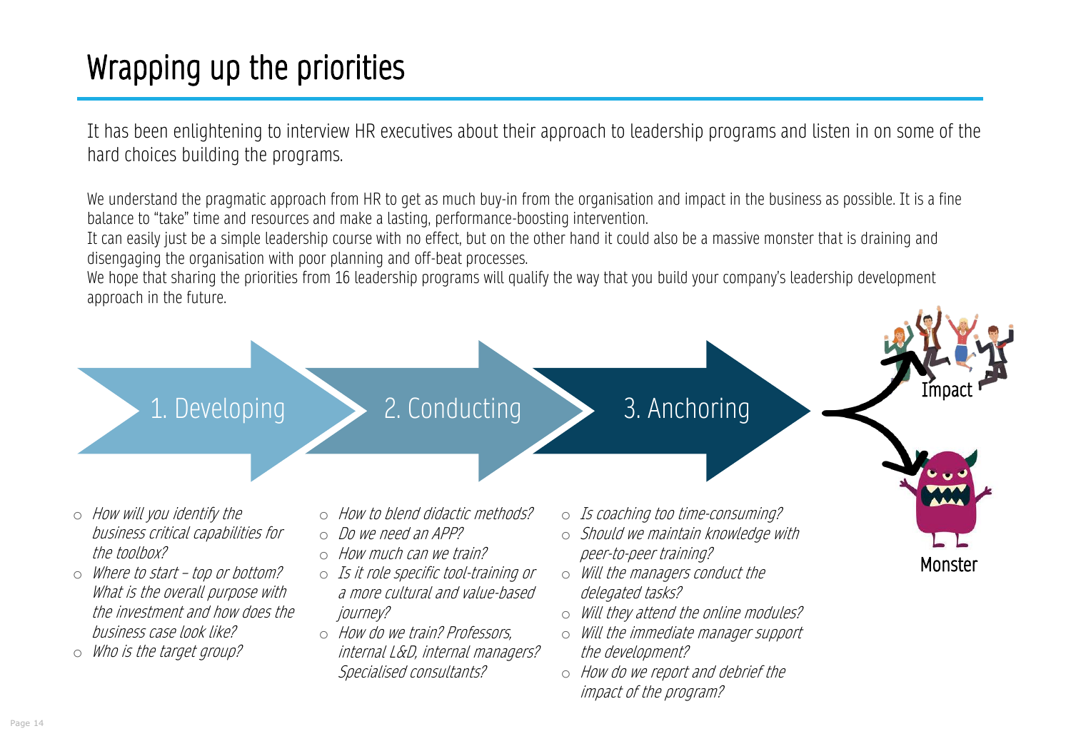# Wrapping up the priorities

It has been enlightening to interview HR executives about their approach to leadership programs and listen in on some of the hard choices building the programs.

We understand the pragmatic approach from HR to get as much buy-in from the organisation and impact in the business as possible. It is a fine balance to "take" time and resources and make a lasting, performance-boosting intervention.
It can easily just be a simple leadership course with no effect, but on the other hand it could also be a massive monster that is draining and disengaging the organisation with poor planning and off-beat processes.
We hope that sharing the priorities from 16 leadership programs will qualify the way that you build your company's leadership development approach in the future.

1. Developing → 2. Conducting → 3. Anchoring → Impact / Monster

**1. Developing**

- *How will you identify the business critical capabilities for the toolbox?*
- *Where to start – top or bottom? What is the overall purpose with the investment and how does the business case look like?*
- *Who is the target group?*

**2. Conducting**

- *How to blend didactic methods?*
- *Do we need an APP?*
- *How much can we train?*
- *Is it role specific tool-training or a more cultural and value-based journey?*
- *How do we train? Professors, internal L&D, internal managers? Specialised consultants?*

**3. Anchoring**

- *Is coaching too time-consuming?*
- *Should we maintain knowledge with peer-to-peer training?*
- *Will the managers conduct the delegated tasks?*
- *Will they attend the online modules?*
- *Will the immediate manager support the development?*
- *How do we report and debrief the impact of the program?*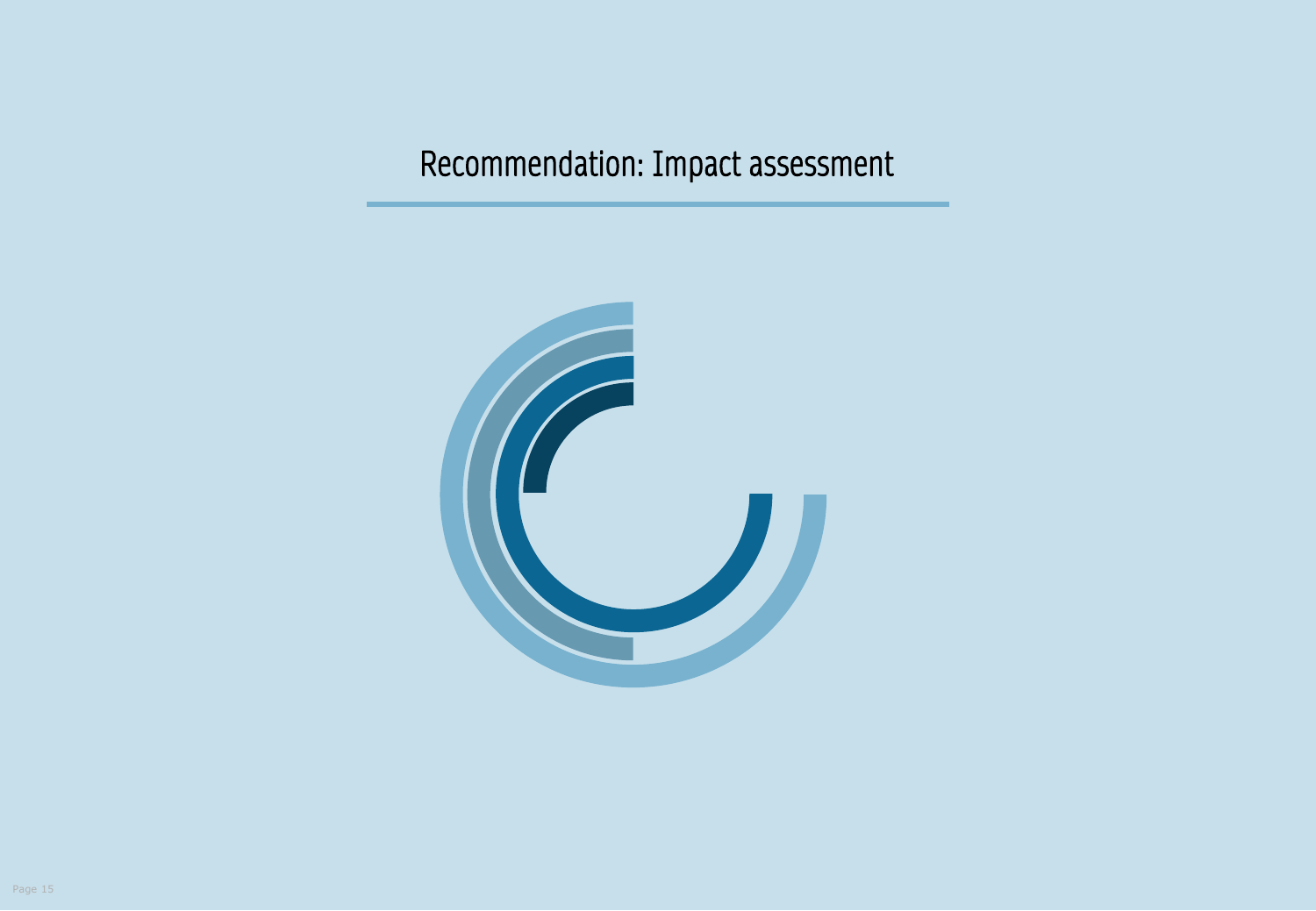# Recommendation: Impact assessment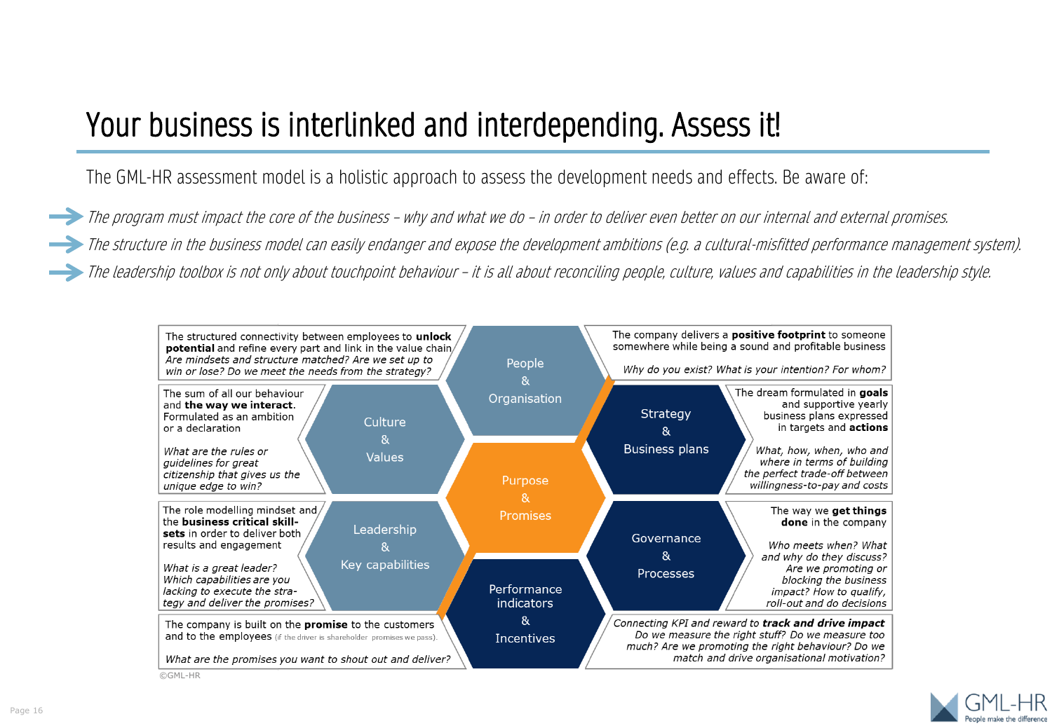# Your business is interlinked and interdepending. Assess it!

The GML-HR assessment model is a holistic approach to assess the development needs and effects. Be aware of:

- *The program must impact the core of the business – why and what we do – in order to deliver even better on our internal and external promises.*
- *The structure in the business model can easily endanger and expose the development ambitions (e.g. a cultural-misfitted performance management system).*
- *The leadership toolbox is not only about touchpoint behaviour – it is all about reconciling people, culture, values and capabilities in the leadership style.*

**Purpose & Promises**

**People & Organisation**
The structured connectivity between employees to **unlock potential** and refine every part and link in the value chain.
*Are mindsets and structure matched? Are we set up to win or lose? Do we meet the needs from the strategy?*

**Culture & Values**
The sum of all our behaviour and **the way we interact.** Formulated as an ambition or a declaration
*What are the rules or guidelines for great citizenship that gives us the unique edge to win?*

**Leadership & Key capabilities**
The role modelling mindset and the **business critical skill-sets** in order to deliver both results and engagement
*What is a great leader? Which capabilities are you lacking to execute the strategy and deliver the promises?*

The company is built on the **promise** to the customers and to the employees (if the driver is shareholder promises we pass).
*What are the promises you want to shout out and deliver?*

The company delivers a **positive footprint** to someone somewhere while being a sound and profitable business
*Why do you exist? What is your intention? For whom?*

**Strategy & Business plans**
The dream formulated in **goals** and supportive yearly business plans expressed in targets and **actions**
*What, how, when, who and where in terms of building the perfect trade-off between willingness-to-pay and costs*

**Governance & Processes**
The way we **get things done** in the company
*Who meets when? What and why do they discuss? Are we promoting or blocking the business impact? How to qualify, roll-out and do decisions*

**Performance indicators & Incentives**
Connecting KPI and reward to **track and drive impact**
*Do we measure the right stuff? Do we measure too much? Are we promoting the right behaviour? Do we match and drive organisational motivation?*

©GML-HR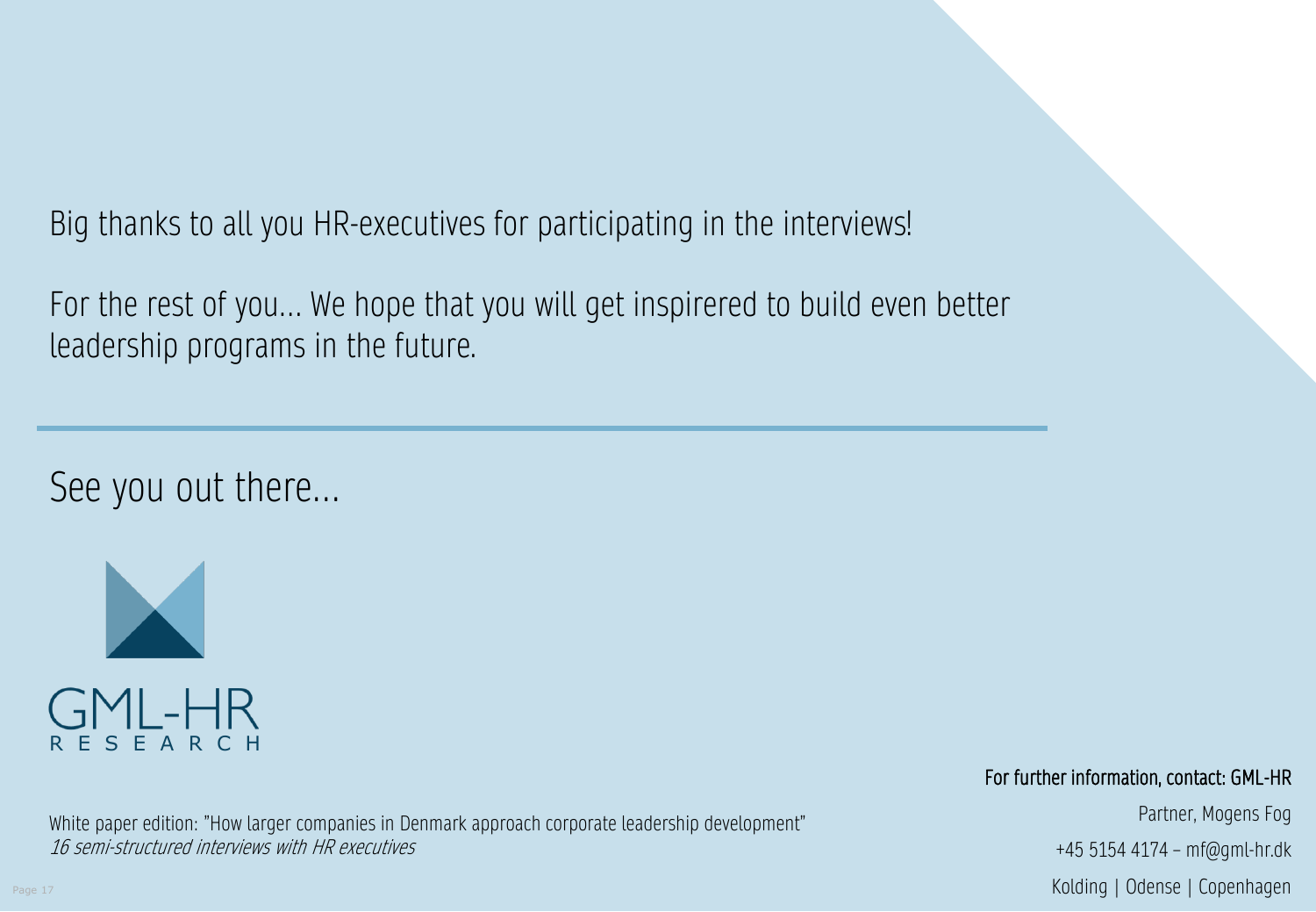Big thanks to all you HR-executives for participating in the interviews!

For the rest of you... We hope that you will get inspirered to build even better leadership programs in the future.

---

See you out there...

GML-HR
RESEARCH

White paper edition: "How larger companies in Denmark approach corporate leadership development"
*16 semi-structured interviews with HR executives*

For further information, contact: GML-HR

Partner, Mogens Fog

+45 5154 4174 – mf@gml-hr.dk

Kolding | Odense | Copenhagen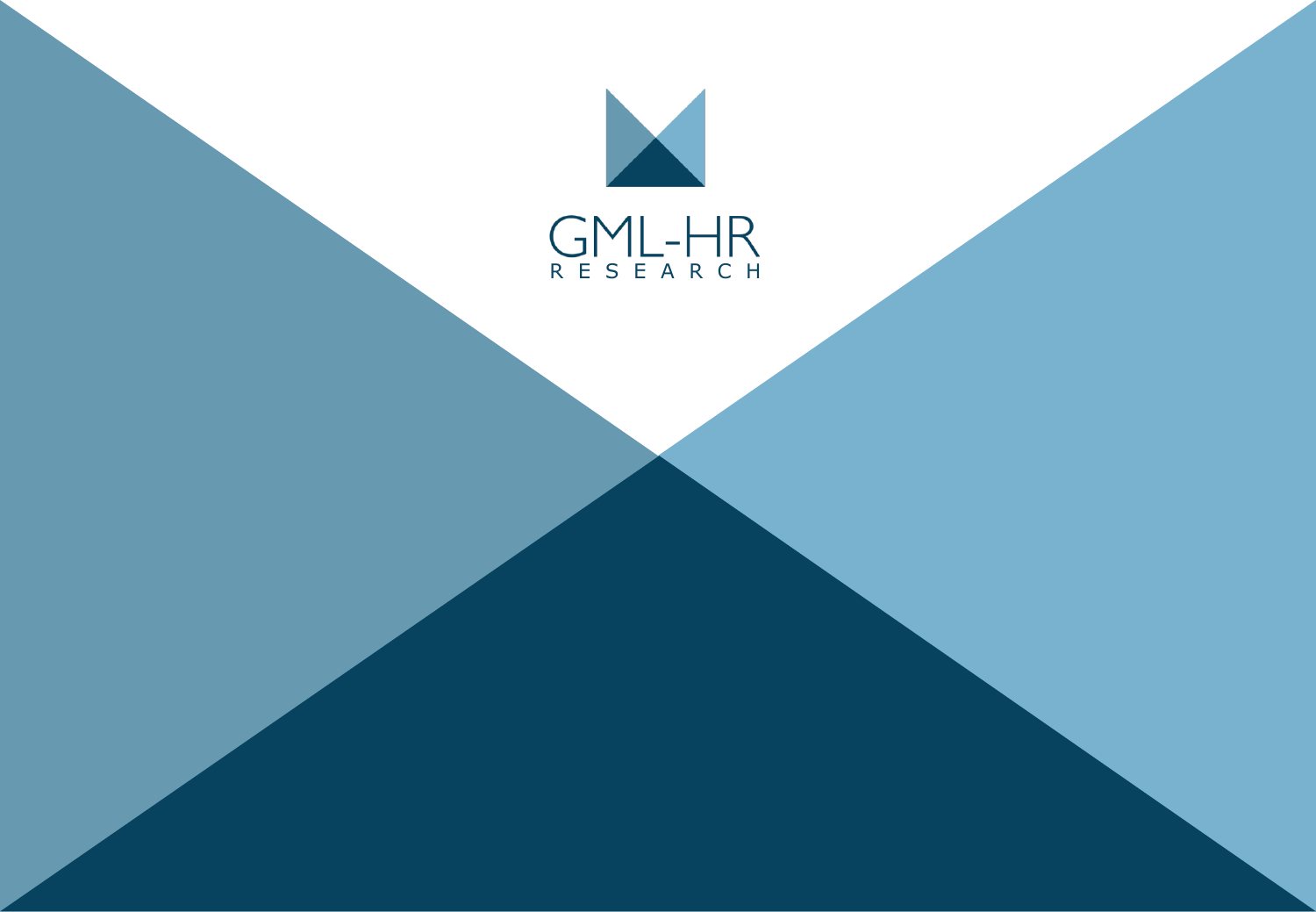GML-HR

RESEARCH